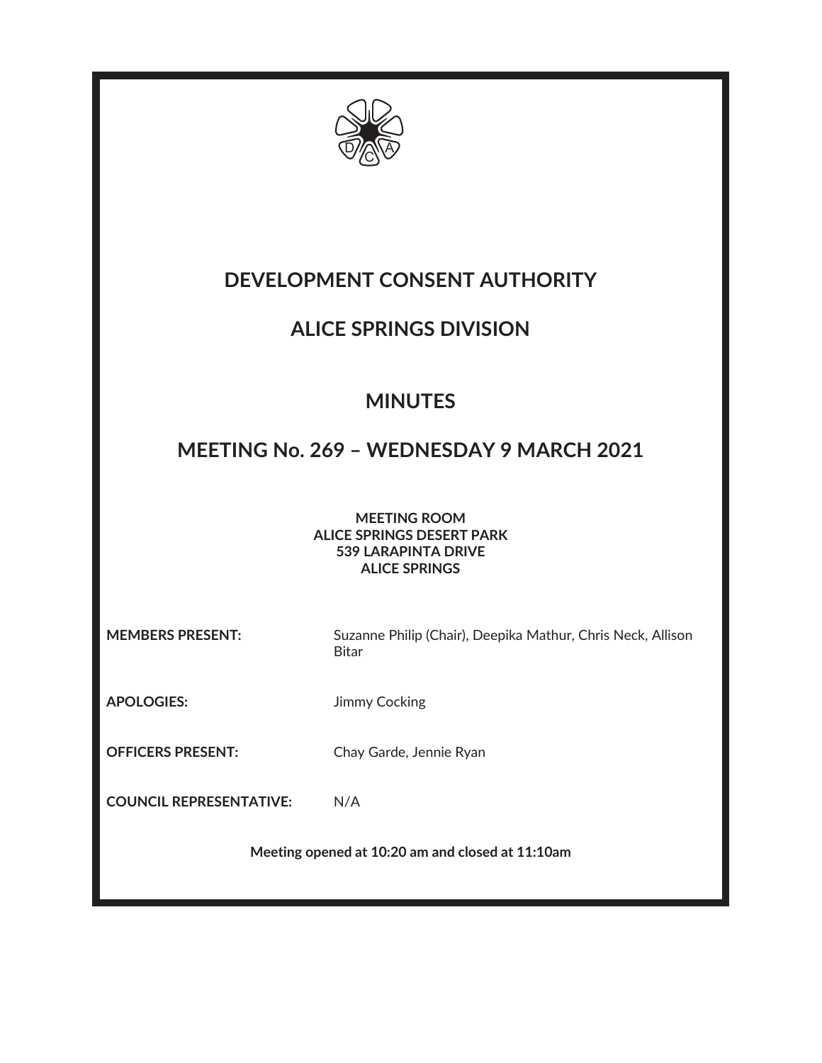# DEVELOPMENT CONSENT AUTHORITY

# ALICE SPRINGS DIVISION

# MINUTES

# MEETING No. 269 – WEDNESDAY 9 MARCH 2021

**MEETING ROOM**
**ALICE SPRINGS DESERT PARK**
**539 LARAPINTA DRIVE**
**ALICE SPRINGS**

| | |
|---|---|
| **MEMBERS PRESENT:** | Suzanne Philip (Chair), Deepika Mathur, Chris Neck, Allison Bitar |
| **APOLOGIES:** | Jimmy Cocking |
| **OFFICERS PRESENT:** | Chay Garde, Jennie Ryan |
| **COUNCIL REPRESENTATIVE:** | N/A |

**Meeting opened at 10:20 am and closed at 11:10am**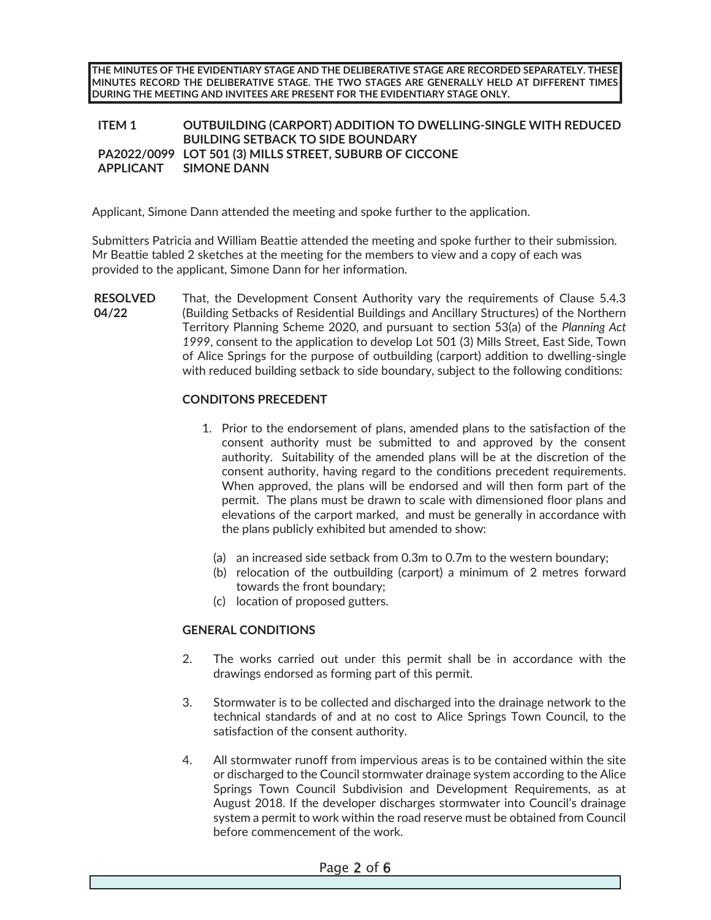**THE MINUTES OF THE EVIDENTIARY STAGE AND THE DELIBERATIVE STAGE ARE RECORDED SEPARATELY. THESE MINUTES RECORD THE DELIBERATIVE STAGE. THE TWO STAGES ARE GENERALLY HELD AT DIFFERENT TIMES DURING THE MEETING AND INVITEES ARE PRESENT FOR THE EVIDENTIARY STAGE ONLY.**

**ITEM 1 OUTBUILDING (CARPORT) ADDITION TO DWELLING-SINGLE WITH REDUCED BUILDING SETBACK TO SIDE BOUNDARY**
**PA2022/0099 LOT 501 (3) MILLS STREET, SUBURB OF CICCONE**
**APPLICANT SIMONE DANN**

Applicant, Simone Dann attended the meeting and spoke further to the application.

Submitters Patricia and William Beattie attended the meeting and spoke further to their submission. Mr Beattie tabled 2 sketches at the meeting for the members to view and a copy of each was provided to the applicant, Simone Dann for her information.

**RESOLVED 04/22**

That, the Development Consent Authority vary the requirements of Clause 5.4.3 (Building Setbacks of Residential Buildings and Ancillary Structures) of the Northern Territory Planning Scheme 2020, and pursuant to section 53(a) of the *Planning Act 1999*, consent to the application to develop Lot 501 (3) Mills Street, East Side, Town of Alice Springs for the purpose of outbuilding (carport) addition to dwelling-single with reduced building setback to side boundary, subject to the following conditions:

**CONDITONS PRECEDENT**

1. Prior to the endorsement of plans, amended plans to the satisfaction of the consent authority must be submitted to and approved by the consent authority. Suitability of the amended plans will be at the discretion of the consent authority, having regard to the conditions precedent requirements. When approved, the plans will be endorsed and will then form part of the permit. The plans must be drawn to scale with dimensioned floor plans and elevations of the carport marked, and must be generally in accordance with the plans publicly exhibited but amended to show:

   (a) an increased side setback from 0.3m to 0.7m to the western boundary;
   (b) relocation of the outbuilding (carport) a minimum of 2 metres forward towards the front boundary;
   (c) location of proposed gutters.

**GENERAL CONDITIONS**

2. The works carried out under this permit shall be in accordance with the drawings endorsed as forming part of this permit.

3. Stormwater is to be collected and discharged into the drainage network to the technical standards of and at no cost to Alice Springs Town Council, to the satisfaction of the consent authority.

4. All stormwater runoff from impervious areas is to be contained within the site or discharged to the Council stormwater drainage system according to the Alice Springs Town Council Subdivision and Development Requirements, as at August 2018. If the developer discharges stormwater into Council's drainage system a permit to work within the road reserve must be obtained from Council before commencement of the work.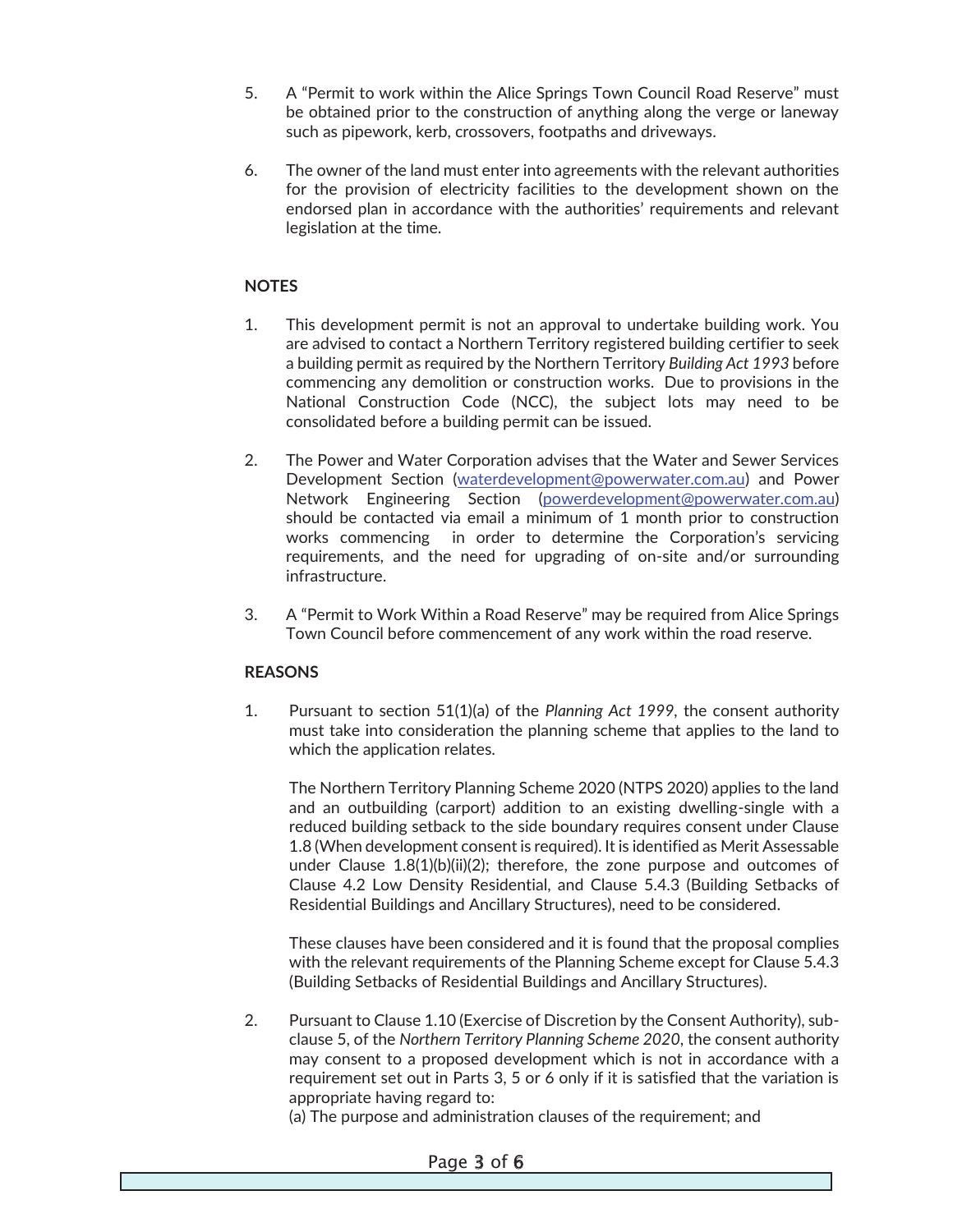5. A "Permit to work within the Alice Springs Town Council Road Reserve" must be obtained prior to the construction of anything along the verge or laneway such as pipework, kerb, crossovers, footpaths and driveways.

6. The owner of the land must enter into agreements with the relevant authorities for the provision of electricity facilities to the development shown on the endorsed plan in accordance with the authorities' requirements and relevant legislation at the time.

**NOTES**

1. This development permit is not an approval to undertake building work. You are advised to contact a Northern Territory registered building certifier to seek a building permit as required by the Northern Territory *Building Act 1993* before commencing any demolition or construction works. Due to provisions in the National Construction Code (NCC), the subject lots may need to be consolidated before a building permit can be issued.

2. The Power and Water Corporation advises that the Water and Sewer Services Development Section (waterdevelopment@powerwater.com.au) and Power Network Engineering Section (powerdevelopment@powerwater.com.au) should be contacted via email a minimum of 1 month prior to construction works commencing in order to determine the Corporation's servicing requirements, and the need for upgrading of on-site and/or surrounding infrastructure.

3. A "Permit to Work Within a Road Reserve" may be required from Alice Springs Town Council before commencement of any work within the road reserve.

**REASONS**

1. Pursuant to section 51(1)(a) of the *Planning Act 1999*, the consent authority must take into consideration the planning scheme that applies to the land to which the application relates.

   The Northern Territory Planning Scheme 2020 (NTPS 2020) applies to the land and an outbuilding (carport) addition to an existing dwelling-single with a reduced building setback to the side boundary requires consent under Clause 1.8 (When development consent is required). It is identified as Merit Assessable under Clause 1.8(1)(b)(ii)(2); therefore, the zone purpose and outcomes of Clause 4.2 Low Density Residential, and Clause 5.4.3 (Building Setbacks of Residential Buildings and Ancillary Structures), need to be considered.

   These clauses have been considered and it is found that the proposal complies with the relevant requirements of the Planning Scheme except for Clause 5.4.3 (Building Setbacks of Residential Buildings and Ancillary Structures).

2. Pursuant to Clause 1.10 (Exercise of Discretion by the Consent Authority), sub-clause 5, of the *Northern Territory Planning Scheme 2020*, the consent authority may consent to a proposed development which is not in accordance with a requirement set out in Parts 3, 5 or 6 only if it is satisfied that the variation is appropriate having regard to:

   (a) The purpose and administration clauses of the requirement; and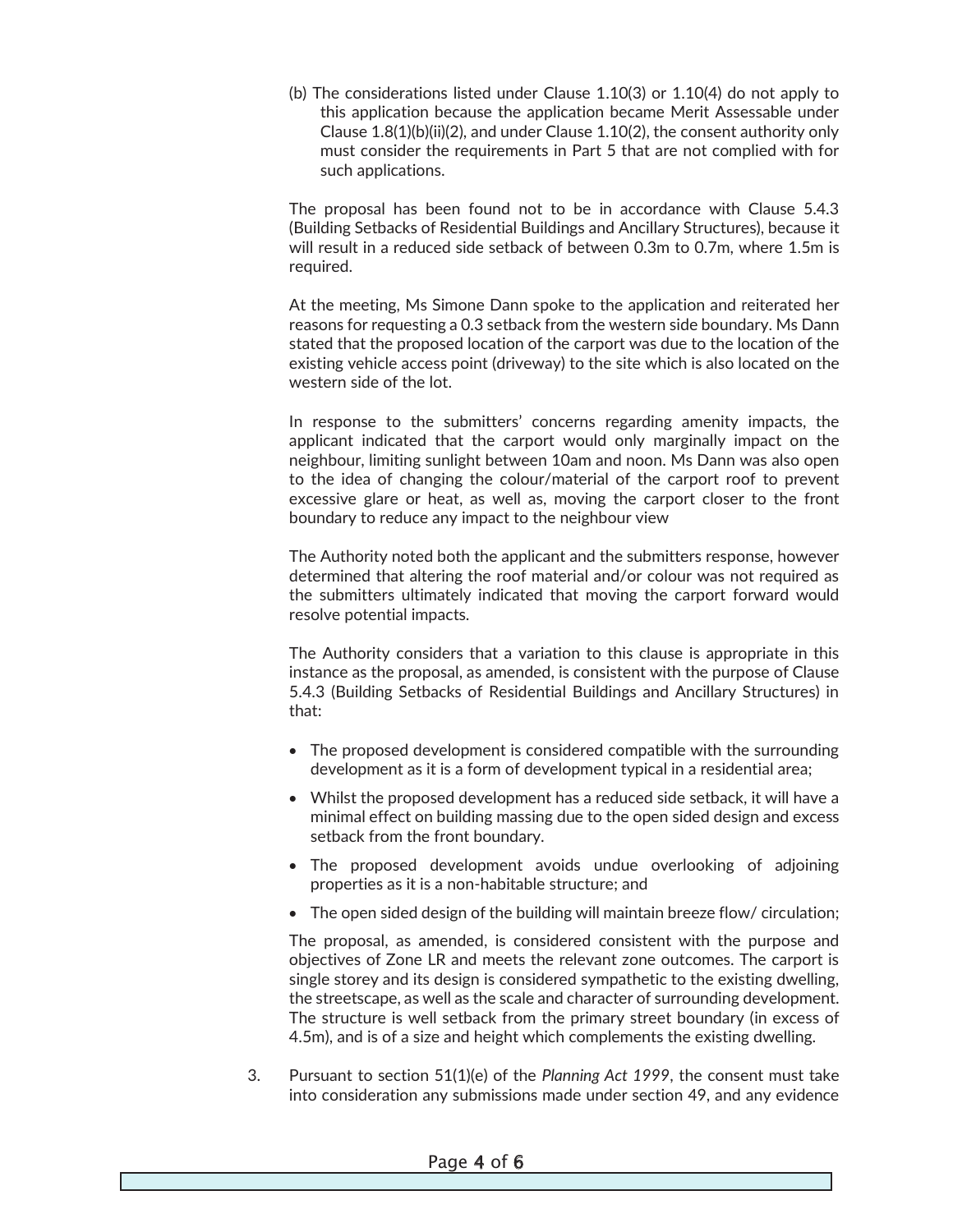(b) The considerations listed under Clause 1.10(3) or 1.10(4) do not apply to this application because the application became Merit Assessable under Clause 1.8(1)(b)(ii)(2), and under Clause 1.10(2), the consent authority only must consider the requirements in Part 5 that are not complied with for such applications.

The proposal has been found not to be in accordance with Clause 5.4.3 (Building Setbacks of Residential Buildings and Ancillary Structures), because it will result in a reduced side setback of between 0.3m to 0.7m, where 1.5m is required.

At the meeting, Ms Simone Dann spoke to the application and reiterated her reasons for requesting a 0.3 setback from the western side boundary. Ms Dann stated that the proposed location of the carport was due to the location of the existing vehicle access point (driveway) to the site which is also located on the western side of the lot.

In response to the submitters' concerns regarding amenity impacts, the applicant indicated that the carport would only marginally impact on the neighbour, limiting sunlight between 10am and noon. Ms Dann was also open to the idea of changing the colour/material of the carport roof to prevent excessive glare or heat, as well as, moving the carport closer to the front boundary to reduce any impact to the neighbour view

The Authority noted both the applicant and the submitters response, however determined that altering the roof material and/or colour was not required as the submitters ultimately indicated that moving the carport forward would resolve potential impacts.

The Authority considers that a variation to this clause is appropriate in this instance as the proposal, as amended, is consistent with the purpose of Clause 5.4.3 (Building Setbacks of Residential Buildings and Ancillary Structures) in that:

- The proposed development is considered compatible with the surrounding development as it is a form of development typical in a residential area;
- Whilst the proposed development has a reduced side setback, it will have a minimal effect on building massing due to the open sided design and excess setback from the front boundary.
- The proposed development avoids undue overlooking of adjoining properties as it is a non-habitable structure; and
- The open sided design of the building will maintain breeze flow/ circulation;

The proposal, as amended, is considered consistent with the purpose and objectives of Zone LR and meets the relevant zone outcomes. The carport is single storey and its design is considered sympathetic to the existing dwelling, the streetscape, as well as the scale and character of surrounding development. The structure is well setback from the primary street boundary (in excess of 4.5m), and is of a size and height which complements the existing dwelling.

3. Pursuant to section 51(1)(e) of the *Planning Act 1999*, the consent must take into consideration any submissions made under section 49, and any evidence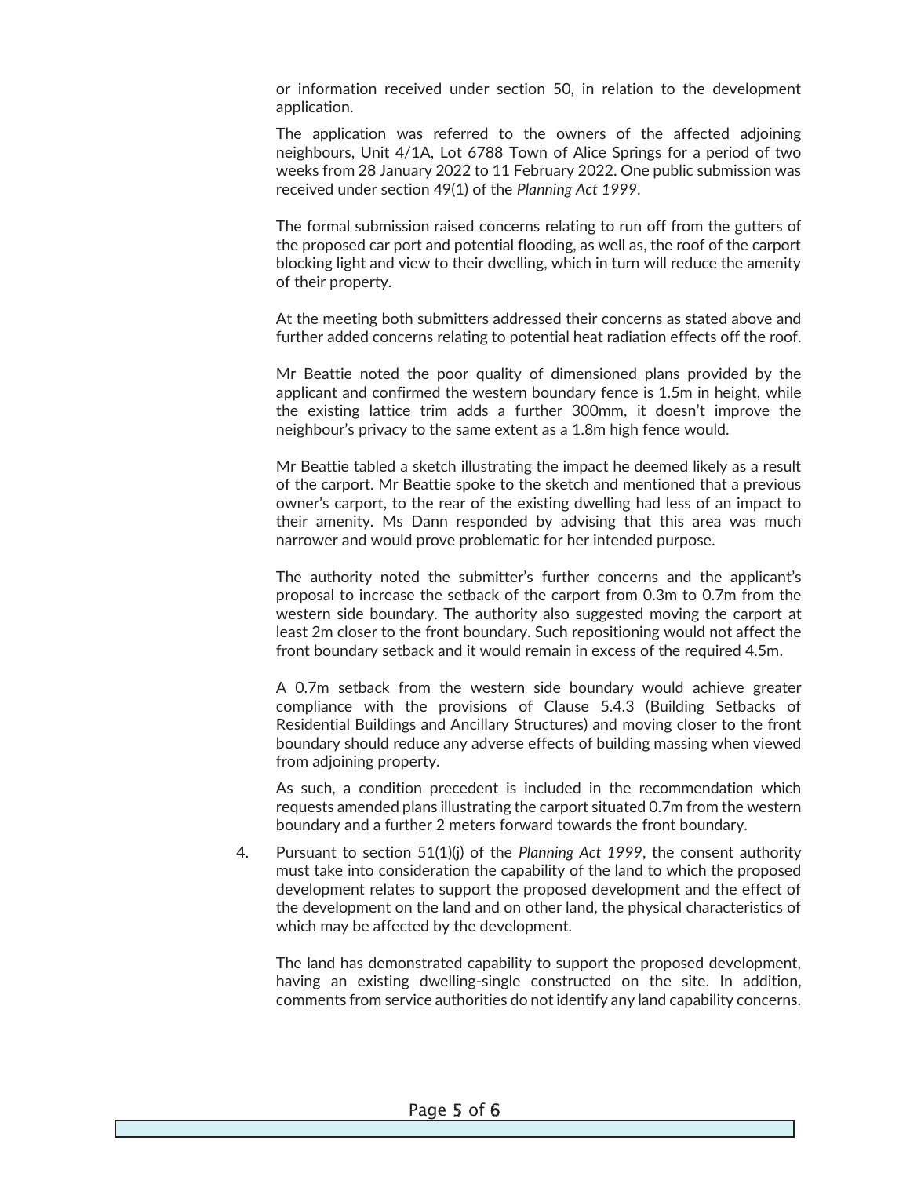or information received under section 50, in relation to the development application.

The application was referred to the owners of the affected adjoining neighbours, Unit 4/1A, Lot 6788 Town of Alice Springs for a period of two weeks from 28 January 2022 to 11 February 2022. One public submission was received under section 49(1) of the *Planning Act 1999*.

The formal submission raised concerns relating to run off from the gutters of the proposed car port and potential flooding, as well as, the roof of the carport blocking light and view to their dwelling, which in turn will reduce the amenity of their property.

At the meeting both submitters addressed their concerns as stated above and further added concerns relating to potential heat radiation effects off the roof.

Mr Beattie noted the poor quality of dimensioned plans provided by the applicant and confirmed the western boundary fence is 1.5m in height, while the existing lattice trim adds a further 300mm, it doesn't improve the neighbour's privacy to the same extent as a 1.8m high fence would.

Mr Beattie tabled a sketch illustrating the impact he deemed likely as a result of the carport. Mr Beattie spoke to the sketch and mentioned that a previous owner's carport, to the rear of the existing dwelling had less of an impact to their amenity. Ms Dann responded by advising that this area was much narrower and would prove problematic for her intended purpose.

The authority noted the submitter's further concerns and the applicant's proposal to increase the setback of the carport from 0.3m to 0.7m from the western side boundary. The authority also suggested moving the carport at least 2m closer to the front boundary. Such repositioning would not affect the front boundary setback and it would remain in excess of the required 4.5m.

A 0.7m setback from the western side boundary would achieve greater compliance with the provisions of Clause 5.4.3 (Building Setbacks of Residential Buildings and Ancillary Structures) and moving closer to the front boundary should reduce any adverse effects of building massing when viewed from adjoining property.

As such, a condition precedent is included in the recommendation which requests amended plans illustrating the carport situated 0.7m from the western boundary and a further 2 meters forward towards the front boundary.

4. Pursuant to section 51(1)(j) of the *Planning Act 1999*, the consent authority must take into consideration the capability of the land to which the proposed development relates to support the proposed development and the effect of the development on the land and on other land, the physical characteristics of which may be affected by the development.

   The land has demonstrated capability to support the proposed development, having an existing dwelling-single constructed on the site. In addition, comments from service authorities do not identify any land capability concerns.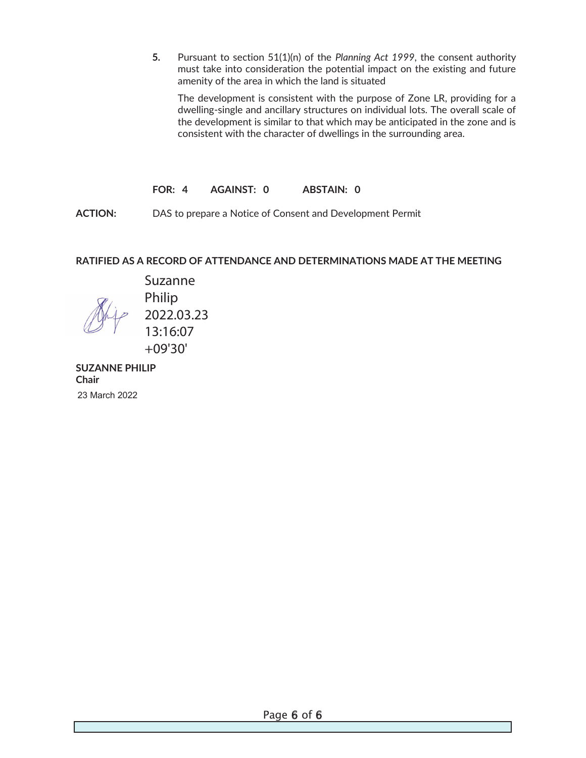5. Pursuant to section 51(1)(n) of the *Planning Act 1999*, the consent authority must take into consideration the potential impact on the existing and future amenity of the area in which the land is situated

   The development is consistent with the purpose of Zone LR, providing for a dwelling-single and ancillary structures on individual lots. The overall scale of the development is similar to that which may be anticipated in the zone and is consistent with the character of dwellings in the surrounding area.

**FOR: 4** **AGAINST: 0** **ABSTAIN: 0**

**ACTION:** DAS to prepare a Notice of Consent and Development Permit

**RATIFIED AS A RECORD OF ATTENDANCE AND DETERMINATIONS MADE AT THE MEETING**

Suzanne Philip 2022.03.23 13:16:07 +09'30'

**SUZANNE PHILIP**
**Chair**
23 March 2022